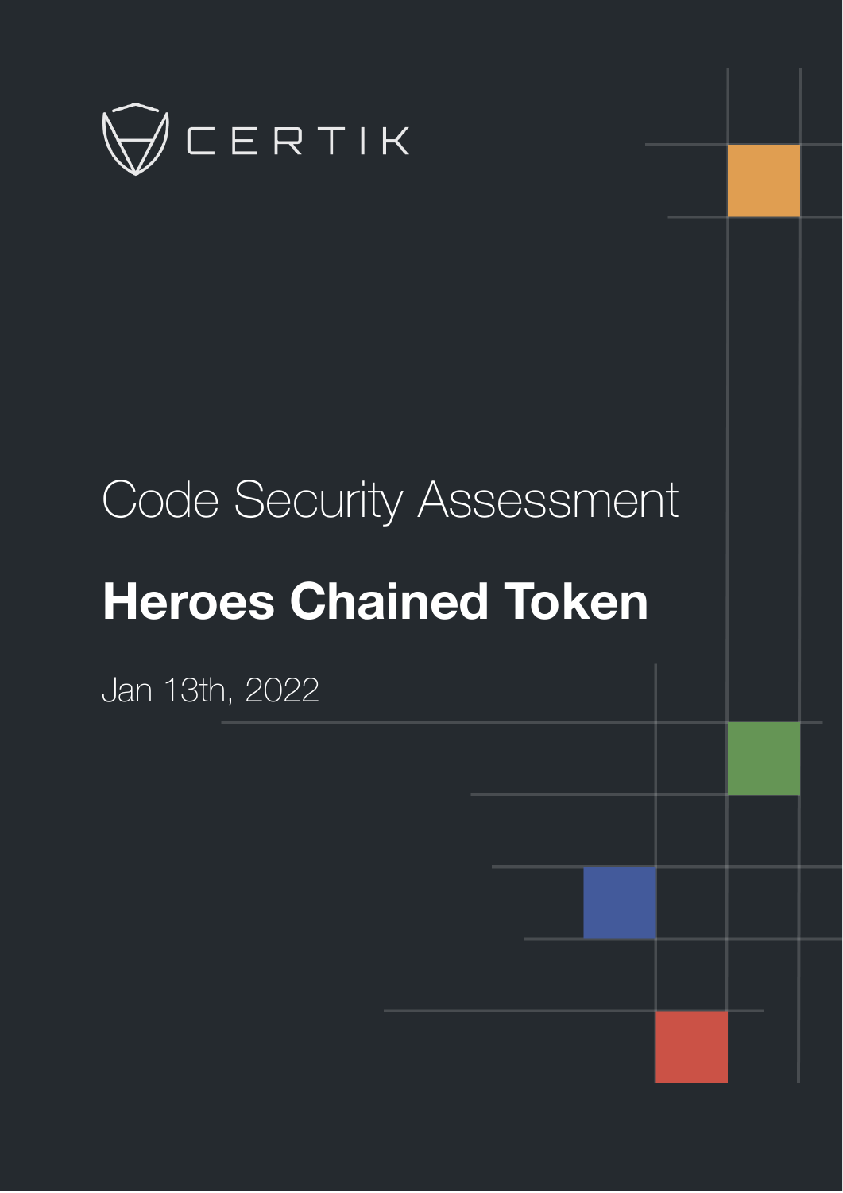CERTIK

Code Security Assessment

# Heroes Chained Token

Jan 13th, 2022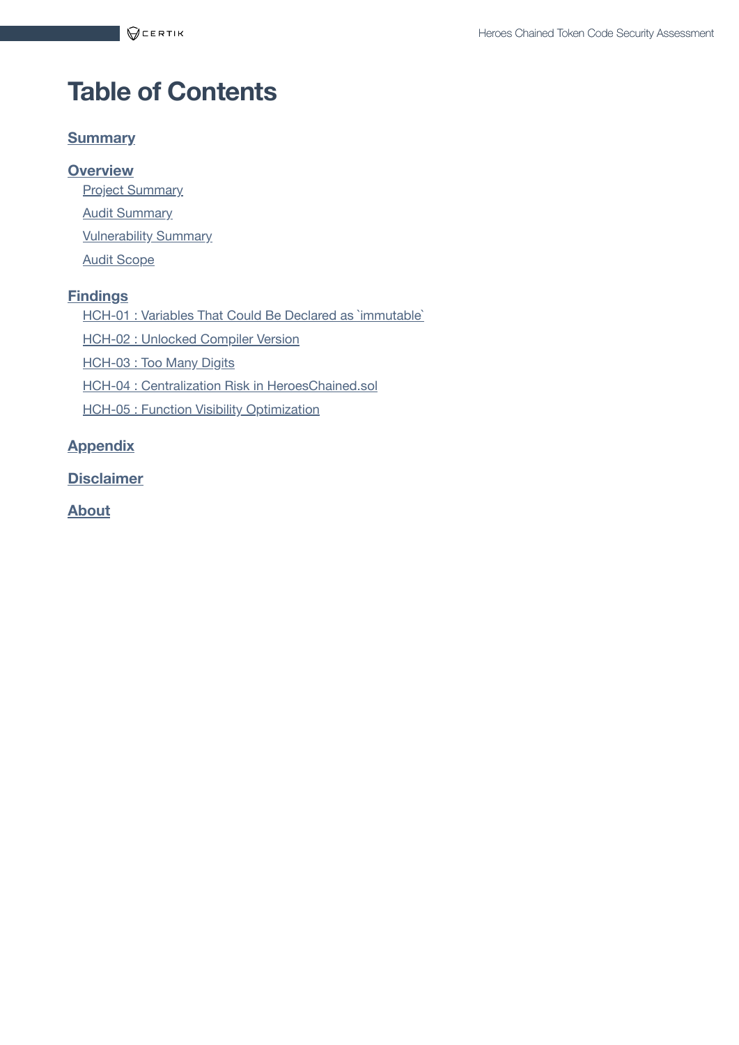# Table of Contents

**Summary**

**Overview**

- Project Summary
- Audit Summary
- Vulnerability Summary
- Audit Scope

**Findings**

- HCH-01 : Variables That Could Be Declared as `immutable`
- HCH-02 : Unlocked Compiler Version
- HCH-03 : Too Many Digits
- HCH-04 : Centralization Risk in HeroesChained.sol
- HCH-05 : Function Visibility Optimization

**Appendix**

**Disclaimer**

**About**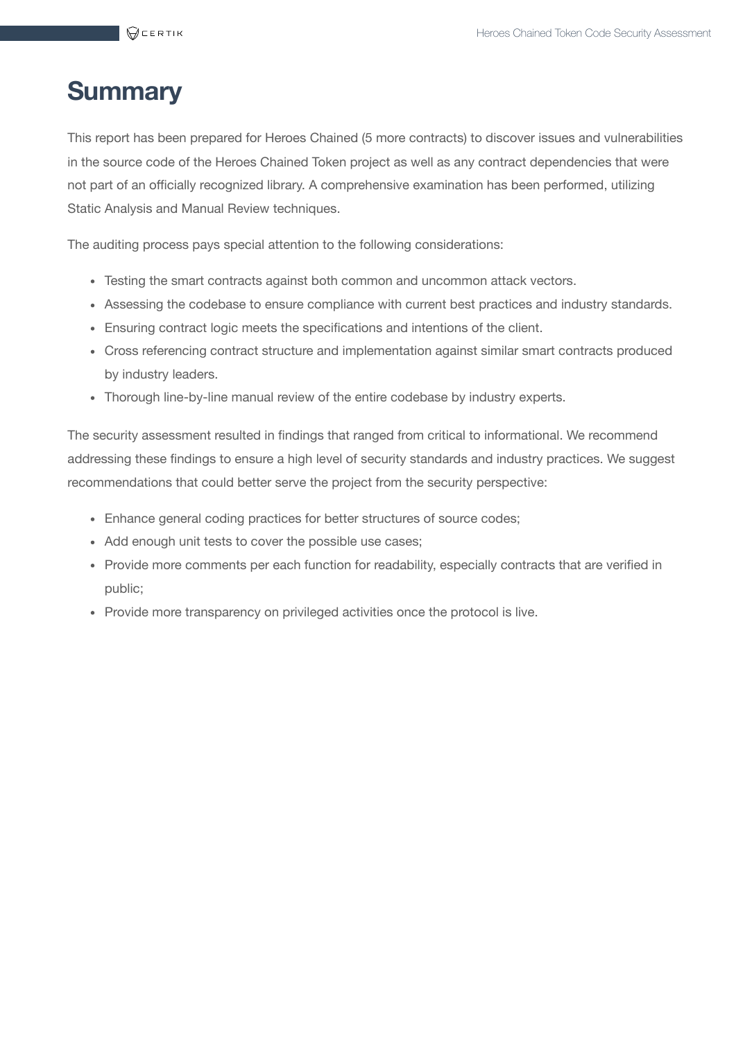# Summary

This report has been prepared for Heroes Chained (5 more contracts) to discover issues and vulnerabilities in the source code of the Heroes Chained Token project as well as any contract dependencies that were not part of an officially recognized library. A comprehensive examination has been performed, utilizing Static Analysis and Manual Review techniques.

The auditing process pays special attention to the following considerations:

- Testing the smart contracts against both common and uncommon attack vectors.
- Assessing the codebase to ensure compliance with current best practices and industry standards.
- Ensuring contract logic meets the specifications and intentions of the client.
- Cross referencing contract structure and implementation against similar smart contracts produced by industry leaders.
- Thorough line-by-line manual review of the entire codebase by industry experts.

The security assessment resulted in findings that ranged from critical to informational. We recommend addressing these findings to ensure a high level of security standards and industry practices. We suggest recommendations that could better serve the project from the security perspective:

- Enhance general coding practices for better structures of source codes;
- Add enough unit tests to cover the possible use cases;
- Provide more comments per each function for readability, especially contracts that are verified in public;
- Provide more transparency on privileged activities once the protocol is live.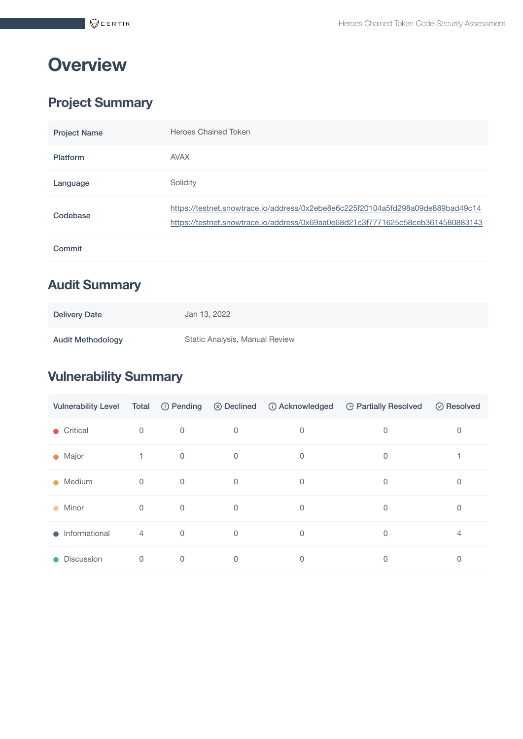# Overview

## Project Summary

| Project Name | Heroes Chained Token |
|---|---|
| Platform | AVAX |
| Language | Solidity |
| Codebase | https://testnet.snowtrace.io/address/0x2ebe8e6c225f20104a5fd298a09de889bad49c14<br>https://testnet.snowtrace.io/address/0x69aa0e68d21c3f7771625c58ceb3614580883143 |
| Commit | |

## Audit Summary

| Delivery Date | Jan 13, 2022 |
|---|---|
| Audit Methodology | Static Analysis, Manual Review |

## Vulnerability Summary

| Vulnerability Level | Total | Pending | Declined | Acknowledged | Partially Resolved | Resolved |
|---|---|---|---|---|---|---|
| Critical | 0 | 0 | 0 | 0 | 0 | 0 |
| Major | 1 | 0 | 0 | 0 | 0 | 1 |
| Medium | 0 | 0 | 0 | 0 | 0 | 0 |
| Minor | 0 | 0 | 0 | 0 | 0 | 0 |
| Informational | 4 | 0 | 0 | 0 | 0 | 4 |
| Discussion | 0 | 0 | 0 | 0 | 0 | 0 |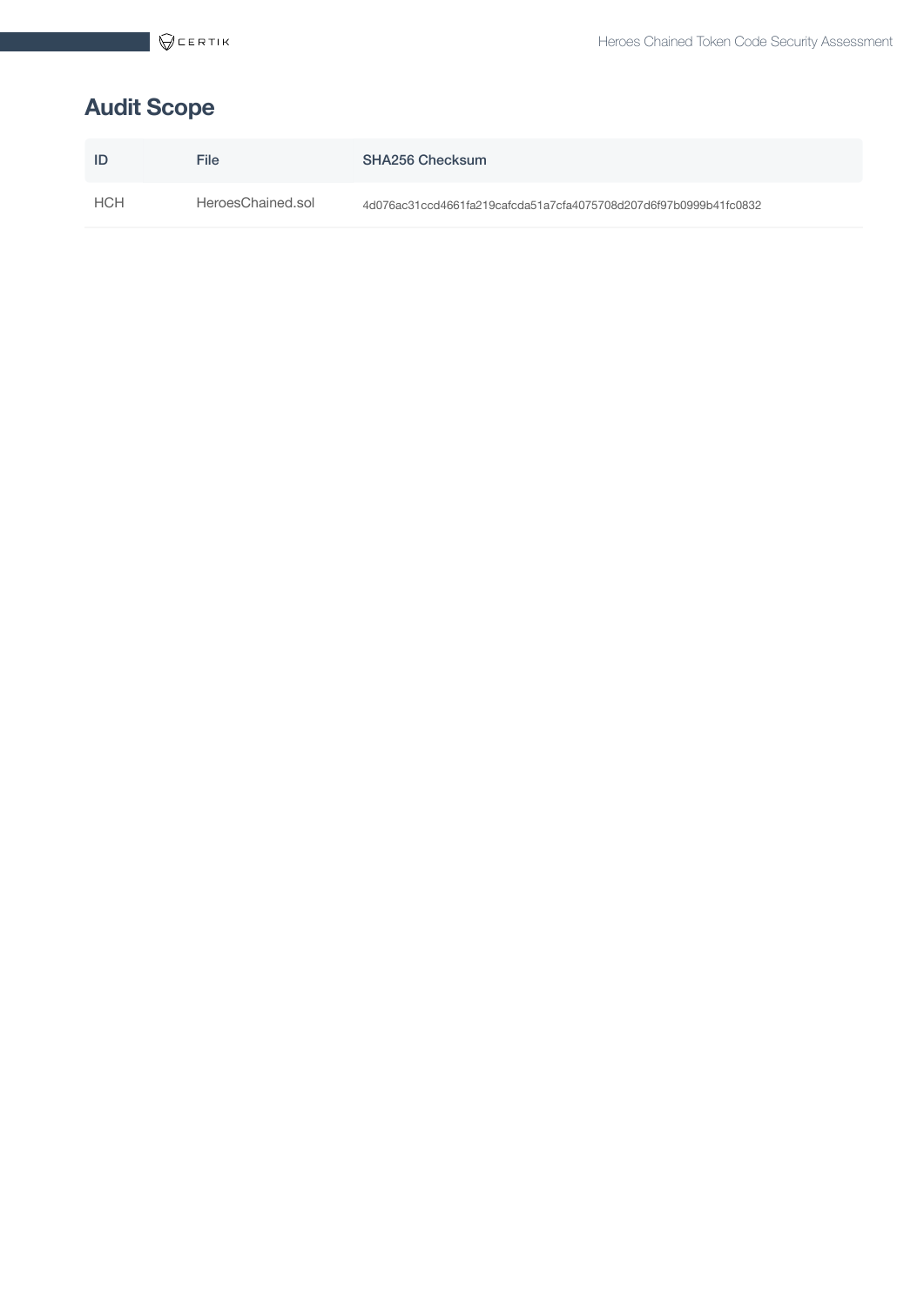## Audit Scope

| ID | File | SHA256 Checksum |
| --- | --- | --- |
| HCH | HeroesChained.sol | 4d076ac31ccd4661fa219cafcda51a7cfa4075708d207d6f97b0999b41fc0832 |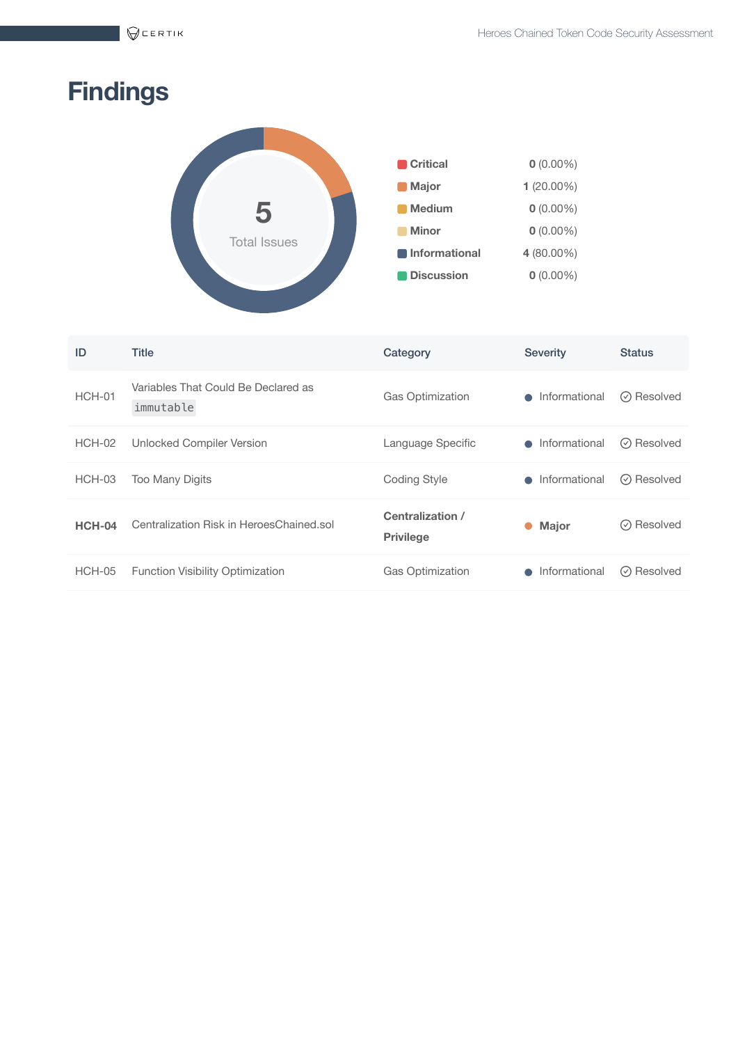# Findings

5
Total Issues

| Severity | Count |
|---|---|
| **Critical** | **0** (0.00%) |
| **Major** | **1** (20.00%) |
| **Medium** | **0** (0.00%) |
| **Minor** | **0** (0.00%) |
| **Informational** | **4** (80.00%) |
| **Discussion** | **0** (0.00%) |

| ID | Title | Category | Severity | Status |
|---|---|---|---|---|
| HCH-01 | Variables That Could Be Declared as `immutable` | Gas Optimization | Informational | Resolved |
| HCH-02 | Unlocked Compiler Version | Language Specific | Informational | Resolved |
| HCH-03 | Too Many Digits | Coding Style | Informational | Resolved |
| **HCH-04** | Centralization Risk in HeroesChained.sol | **Centralization / Privilege** | **Major** | Resolved |
| HCH-05 | Function Visibility Optimization | Gas Optimization | Informational | Resolved |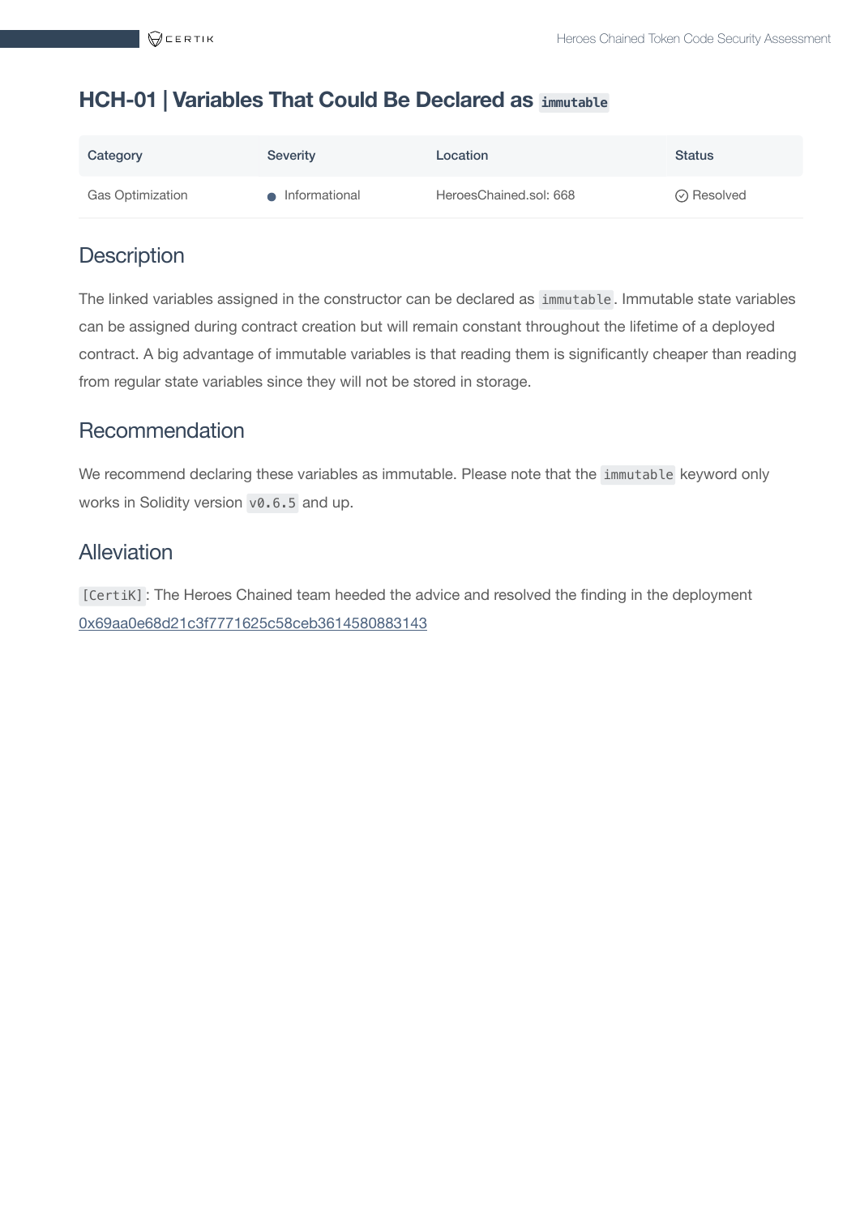# HCH-01 | Variables That Could Be Declared as `immutable`

| Category | Severity | Location | Status |
| --- | --- | --- | --- |
| Gas Optimization | ● Informational | HeroesChained.sol: 668 | ⊘ Resolved |

## Description

The linked variables assigned in the constructor can be declared as `immutable`. Immutable state variables can be assigned during contract creation but will remain constant throughout the lifetime of a deployed contract. A big advantage of immutable variables is that reading them is significantly cheaper than reading from regular state variables since they will not be stored in storage.

## Recommendation

We recommend declaring these variables as immutable. Please note that the `immutable` keyword only works in Solidity version `v0.6.5` and up.

## Alleviation

`[CertiK]`: The Heroes Chained team heeded the advice and resolved the finding in the deployment 0x69aa0e68d21c3f7771625c58ceb3614580883143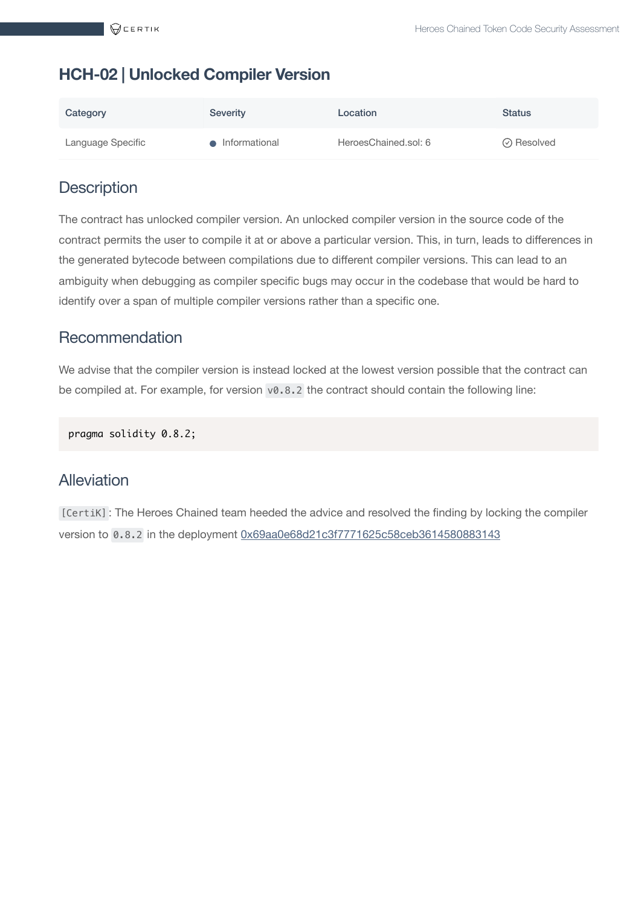## HCH-02 | Unlocked Compiler Version

| Category | Severity | Location | Status |
|---|---|---|---|
| Language Specific | Informational | HeroesChained.sol: 6 | Resolved |

### Description

The contract has unlocked compiler version. An unlocked compiler version in the source code of the contract permits the user to compile it at or above a particular version. This, in turn, leads to differences in the generated bytecode between compilations due to different compiler versions. This can lead to an ambiguity when debugging as compiler specific bugs may occur in the codebase that would be hard to identify over a span of multiple compiler versions rather than a specific one.

### Recommendation

We advise that the compiler version is instead locked at the lowest version possible that the contract can be compiled at. For example, for version `v0.8.2` the contract should contain the following line:

```
pragma solidity 0.8.2;
```

### Alleviation

`[CertiK]`: The Heroes Chained team heeded the advice and resolved the finding by locking the compiler version to `0.8.2` in the deployment 0x69aa0e68d21c3f7771625c58ceb3614580883143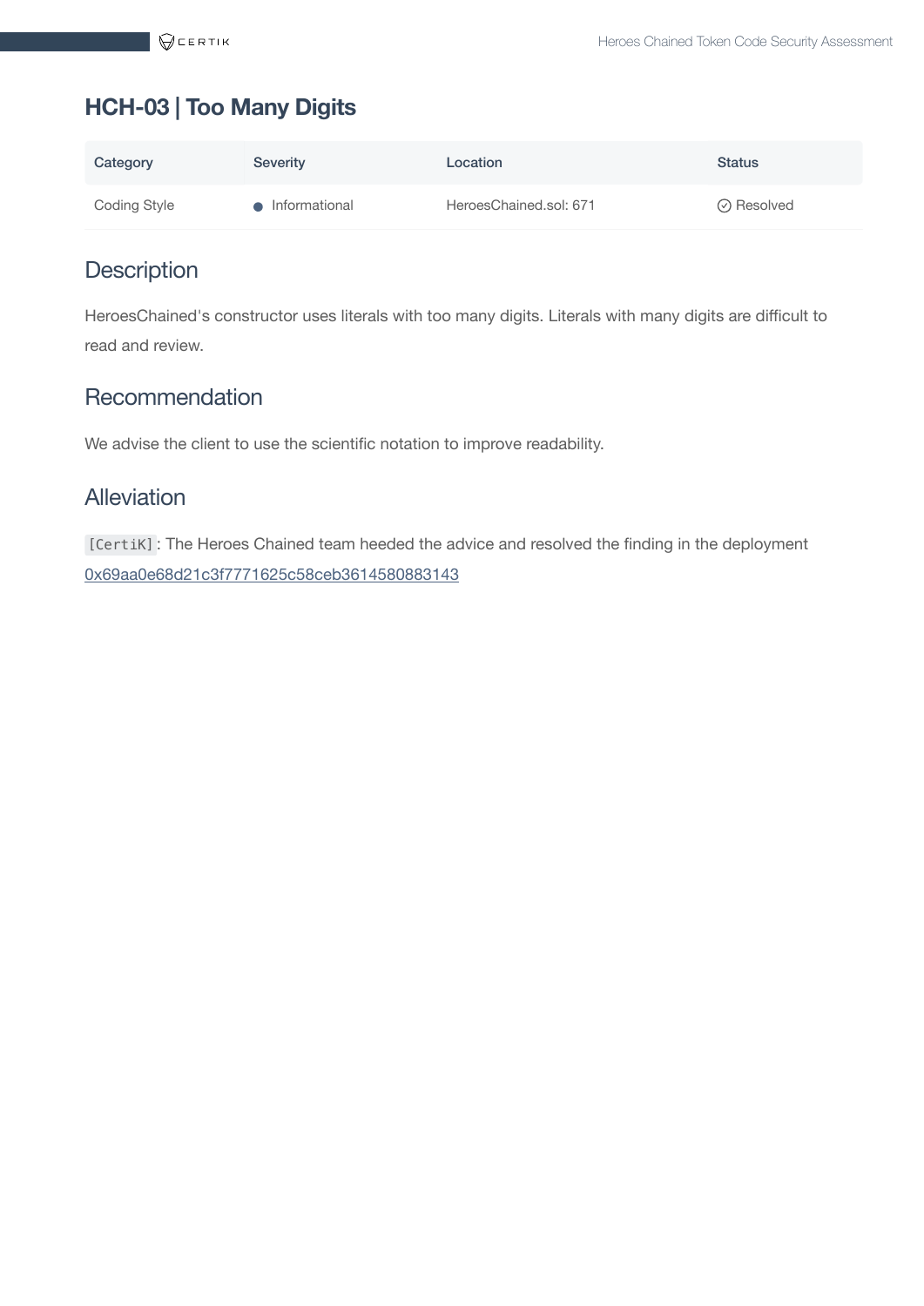## HCH-03 | Too Many Digits

| Category | Severity | Location | Status |
|---|---|---|---|
| Coding Style | Informational | HeroesChained.sol: 671 | Resolved |

### Description

HeroesChained's constructor uses literals with too many digits. Literals with many digits are difficult to read and review.

### Recommendation

We advise the client to use the scientific notation to improve readability.

### Alleviation

`[CertiK]`: The Heroes Chained team heeded the advice and resolved the finding in the deployment 0x69aa0e68d21c3f7771625c58ceb3614580883143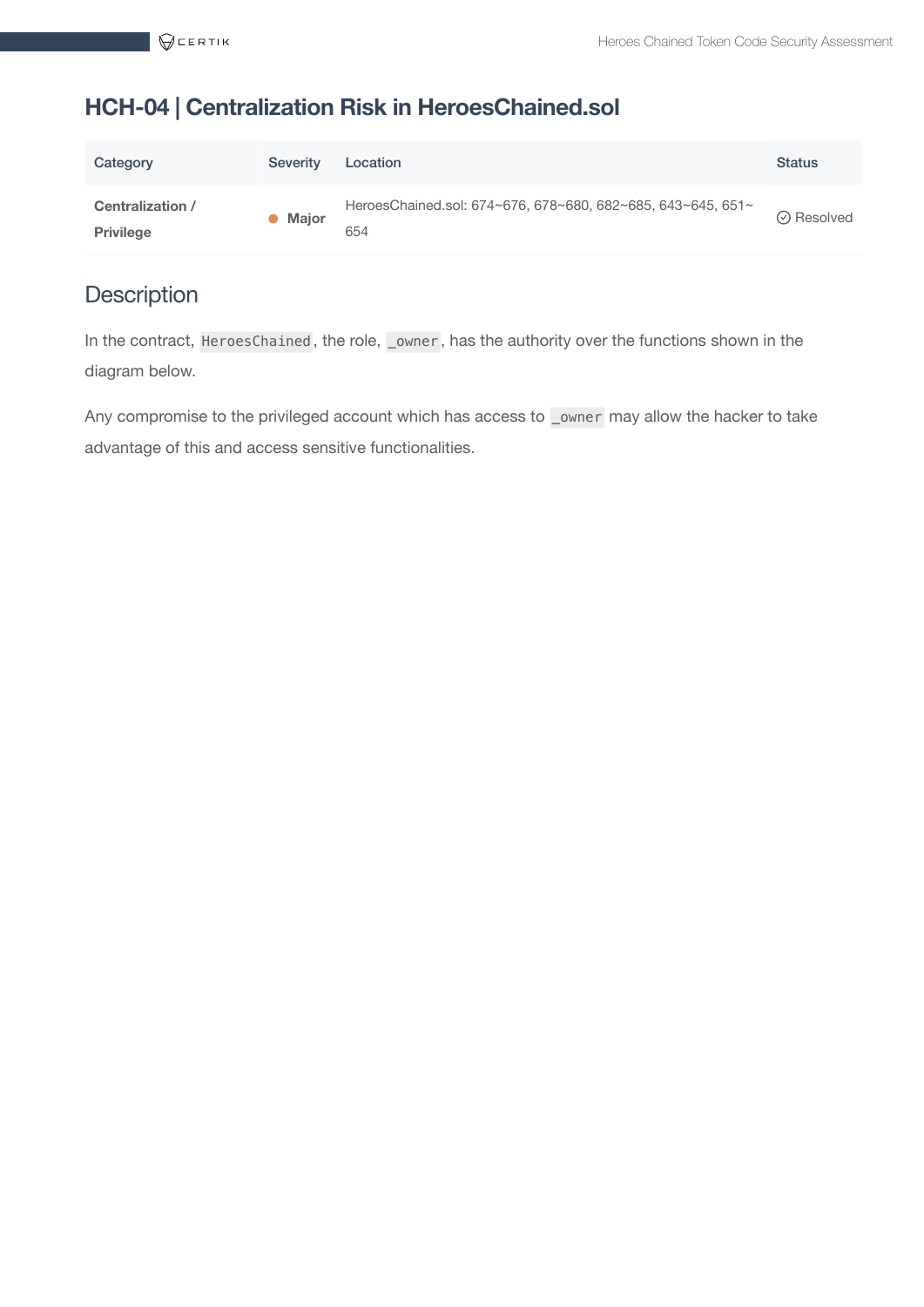## HCH-04 | Centralization Risk in HeroesChained.sol

| Category | Severity | Location | Status |
|---|---|---|---|
| Centralization / Privilege | Major | HeroesChained.sol: 674~676, 678~680, 682~685, 643~645, 651~654 | Resolved |

### Description

In the contract, `HeroesChained`, the role, `_owner`, has the authority over the functions shown in the diagram below.

Any compromise to the privileged account which has access to `_owner` may allow the hacker to take advantage of this and access sensitive functionalities.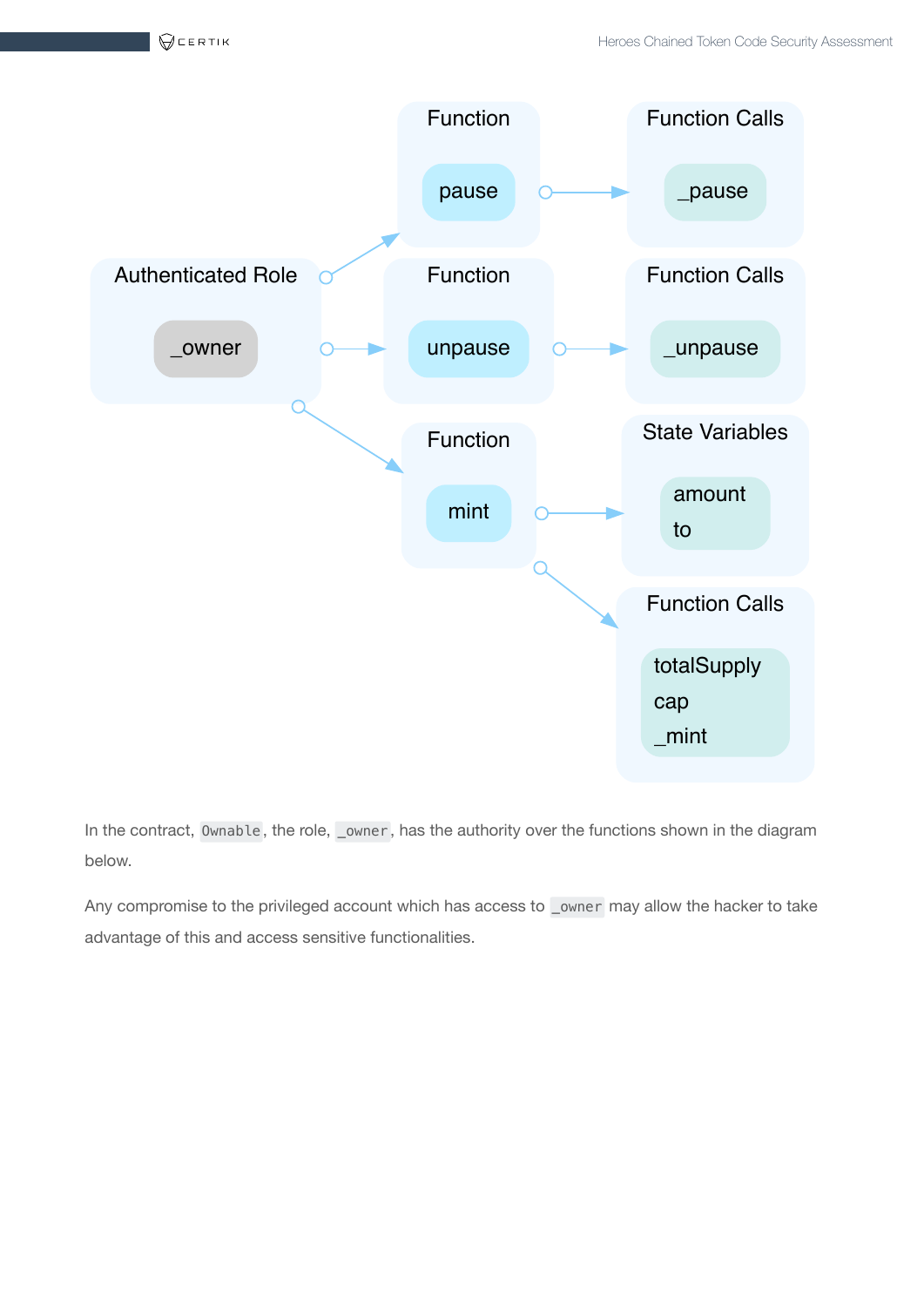In the contract, `Ownable`, the role, `_owner`, has the authority over the functions shown in the diagram below.

Any compromise to the privileged account which has access to `_owner` may allow the hacker to take advantage of this and access sensitive functionalities.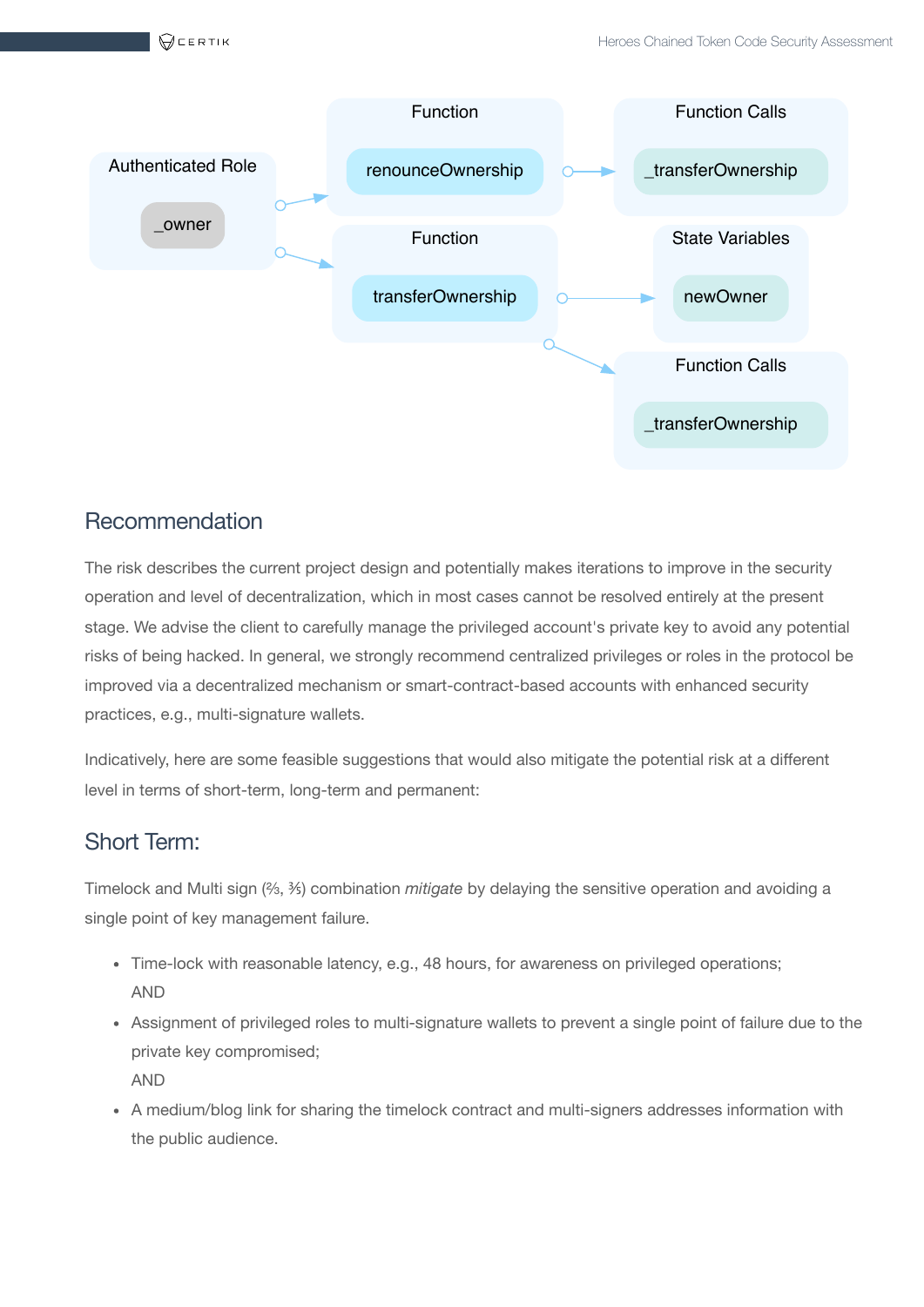## Recommendation

The risk describes the current project design and potentially makes iterations to improve in the security operation and level of decentralization, which in most cases cannot be resolved entirely at the present stage. We advise the client to carefully manage the privileged account's private key to avoid any potential risks of being hacked. In general, we strongly recommend centralized privileges or roles in the protocol be improved via a decentralized mechanism or smart-contract-based accounts with enhanced security practices, e.g., multi-signature wallets.

Indicatively, here are some feasible suggestions that would also mitigate the potential risk at a different level in terms of short-term, long-term and permanent:

## Short Term:

Timelock and Multi sign (⅔, ⅗) combination *mitigate* by delaying the sensitive operation and avoiding a single point of key management failure.

- Time-lock with reasonable latency, e.g., 48 hours, for awareness on privileged operations;
  AND
- Assignment of privileged roles to multi-signature wallets to prevent a single point of failure due to the private key compromised;
  AND
- A medium/blog link for sharing the timelock contract and multi-signers addresses information with the public audience.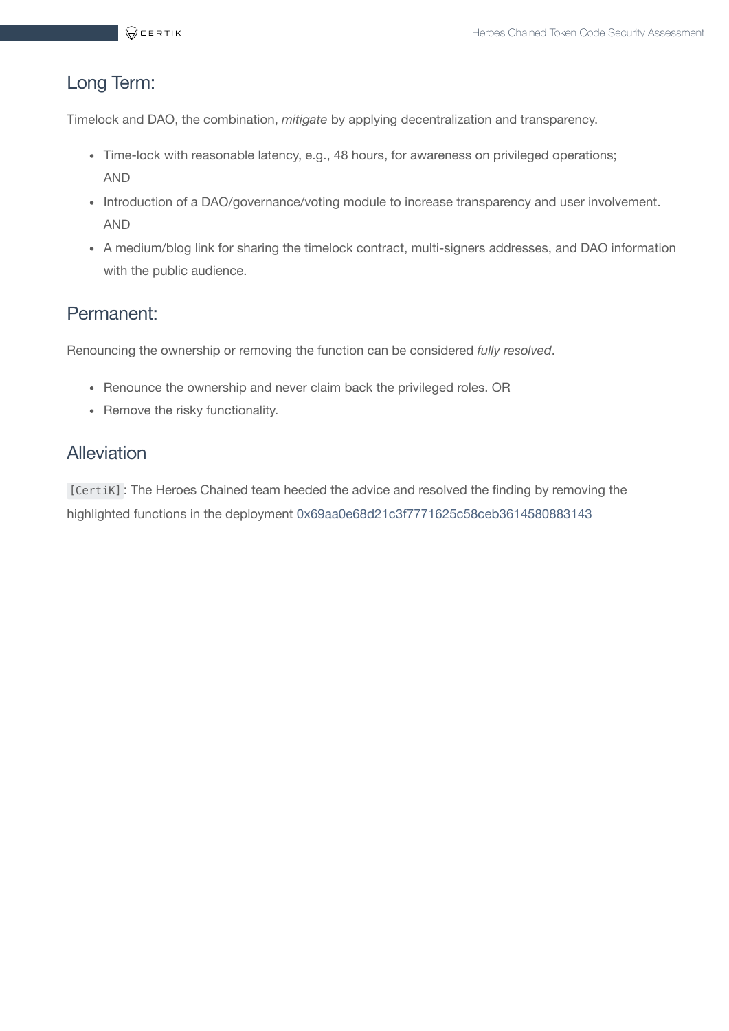## Long Term:

Timelock and DAO, the combination, *mitigate* by applying decentralization and transparency.

- Time-lock with reasonable latency, e.g., 48 hours, for awareness on privileged operations;
  AND
- Introduction of a DAO/governance/voting module to increase transparency and user involvement.
  AND
- A medium/blog link for sharing the timelock contract, multi-signers addresses, and DAO information with the public audience.

## Permanent:

Renouncing the ownership or removing the function can be considered *fully resolved*.

- Renounce the ownership and never claim back the privileged roles. OR
- Remove the risky functionality.

## Alleviation

`[CertiK]`: The Heroes Chained team heeded the advice and resolved the finding by removing the highlighted functions in the deployment 0x69aa0e68d21c3f7771625c58ceb3614580883143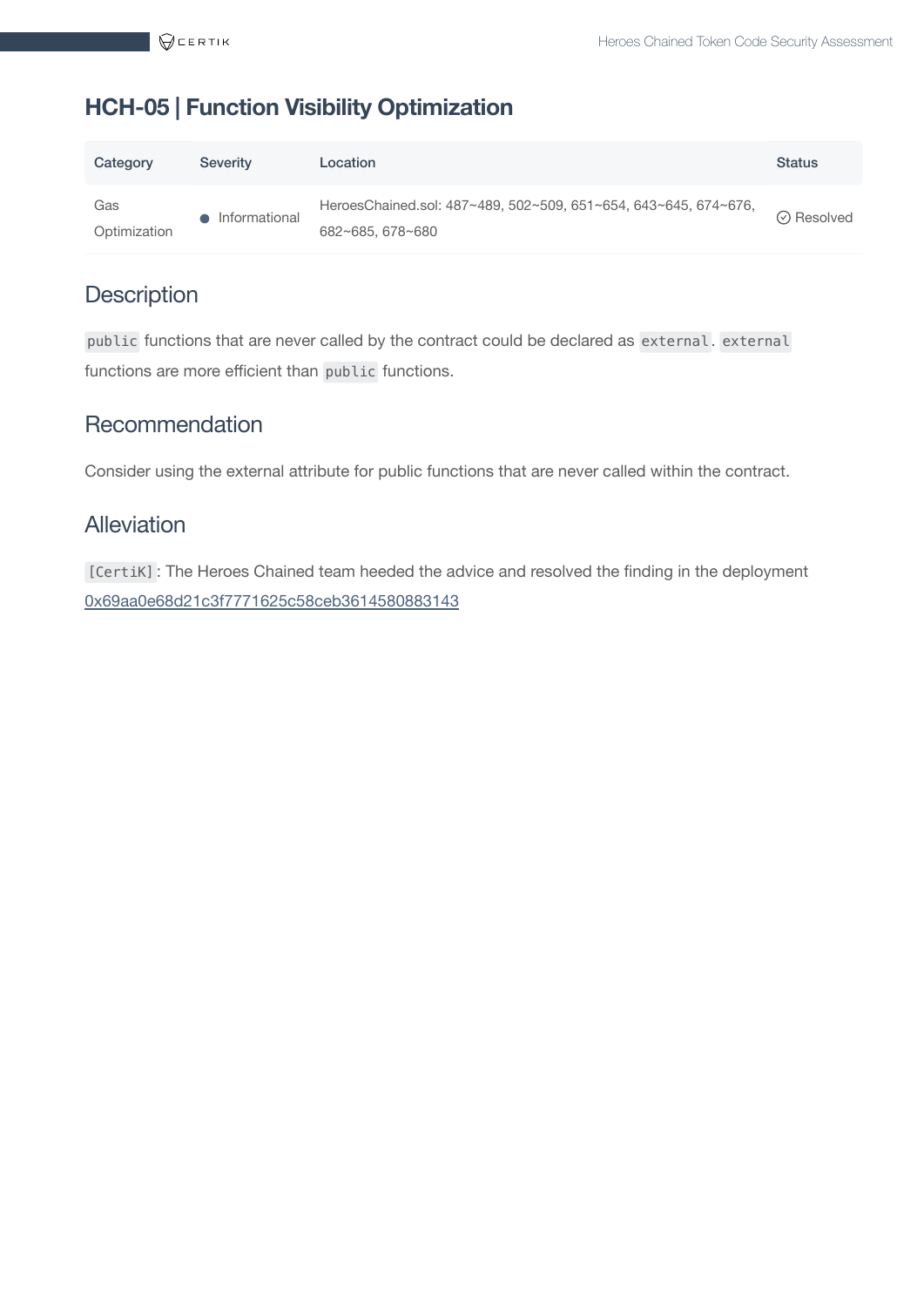## HCH-05 | Function Visibility Optimization

| Category | Severity | Location | Status |
| --- | --- | --- | --- |
| Gas Optimization | Informational | HeroesChained.sol: 487~489, 502~509, 651~654, 643~645, 674~676, 682~685, 678~680 | Resolved |

### Description

`public` functions that are never called by the contract could be declared as `external`. `external` functions are more efficient than `public` functions.

### Recommendation

Consider using the external attribute for public functions that are never called within the contract.

### Alleviation

`[CertiK]`: The Heroes Chained team heeded the advice and resolved the finding in the deployment 0x69aa0e68d21c3f7771625c58ceb3614580883143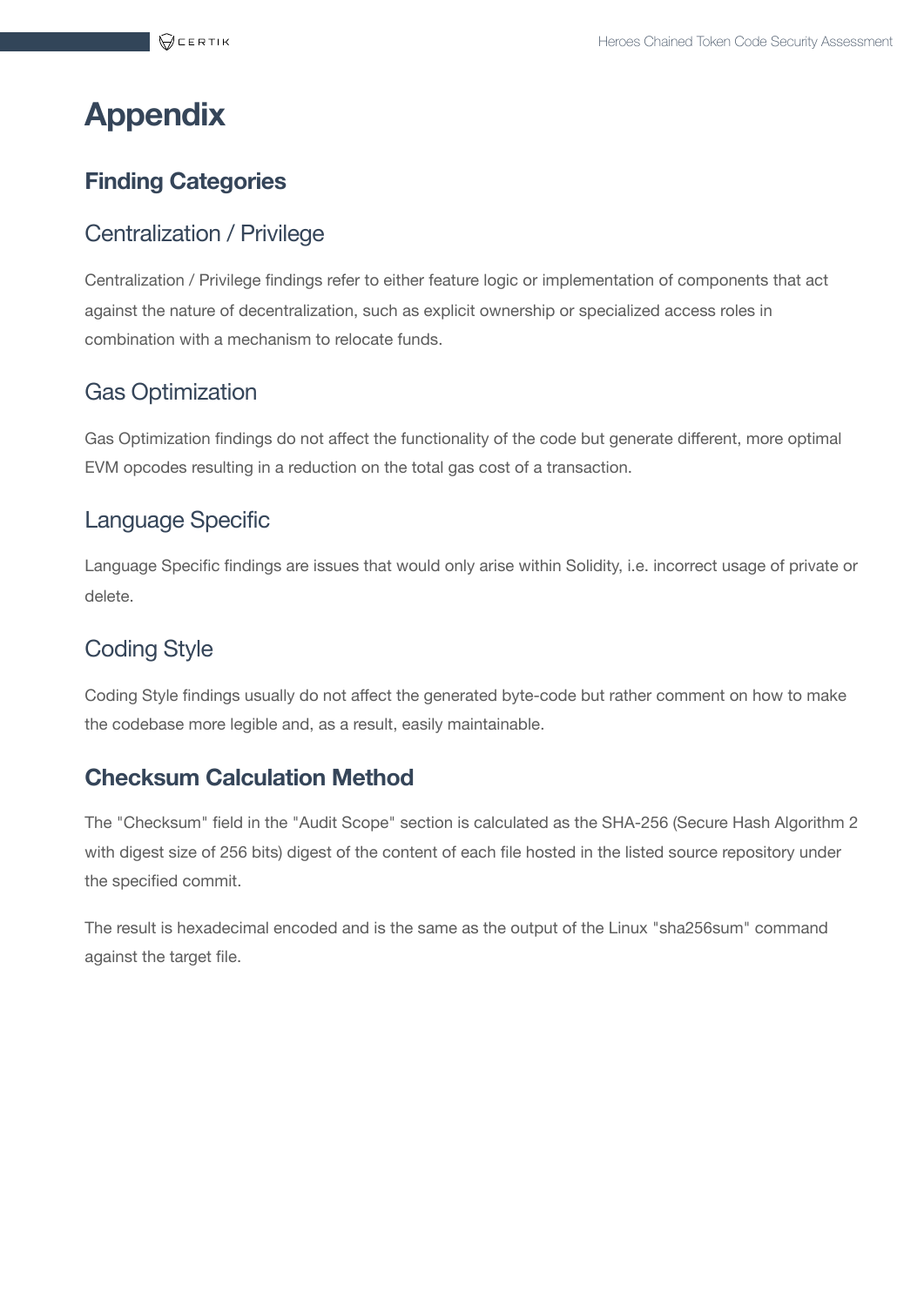# Appendix

## Finding Categories

### Centralization / Privilege

Centralization / Privilege findings refer to either feature logic or implementation of components that act against the nature of decentralization, such as explicit ownership or specialized access roles in combination with a mechanism to relocate funds.

### Gas Optimization

Gas Optimization findings do not affect the functionality of the code but generate different, more optimal EVM opcodes resulting in a reduction on the total gas cost of a transaction.

### Language Specific

Language Specific findings are issues that would only arise within Solidity, i.e. incorrect usage of private or delete.

### Coding Style

Coding Style findings usually do not affect the generated byte-code but rather comment on how to make the codebase more legible and, as a result, easily maintainable.

## Checksum Calculation Method

The "Checksum" field in the "Audit Scope" section is calculated as the SHA-256 (Secure Hash Algorithm 2 with digest size of 256 bits) digest of the content of each file hosted in the listed source repository under the specified commit.

The result is hexadecimal encoded and is the same as the output of the Linux "sha256sum" command against the target file.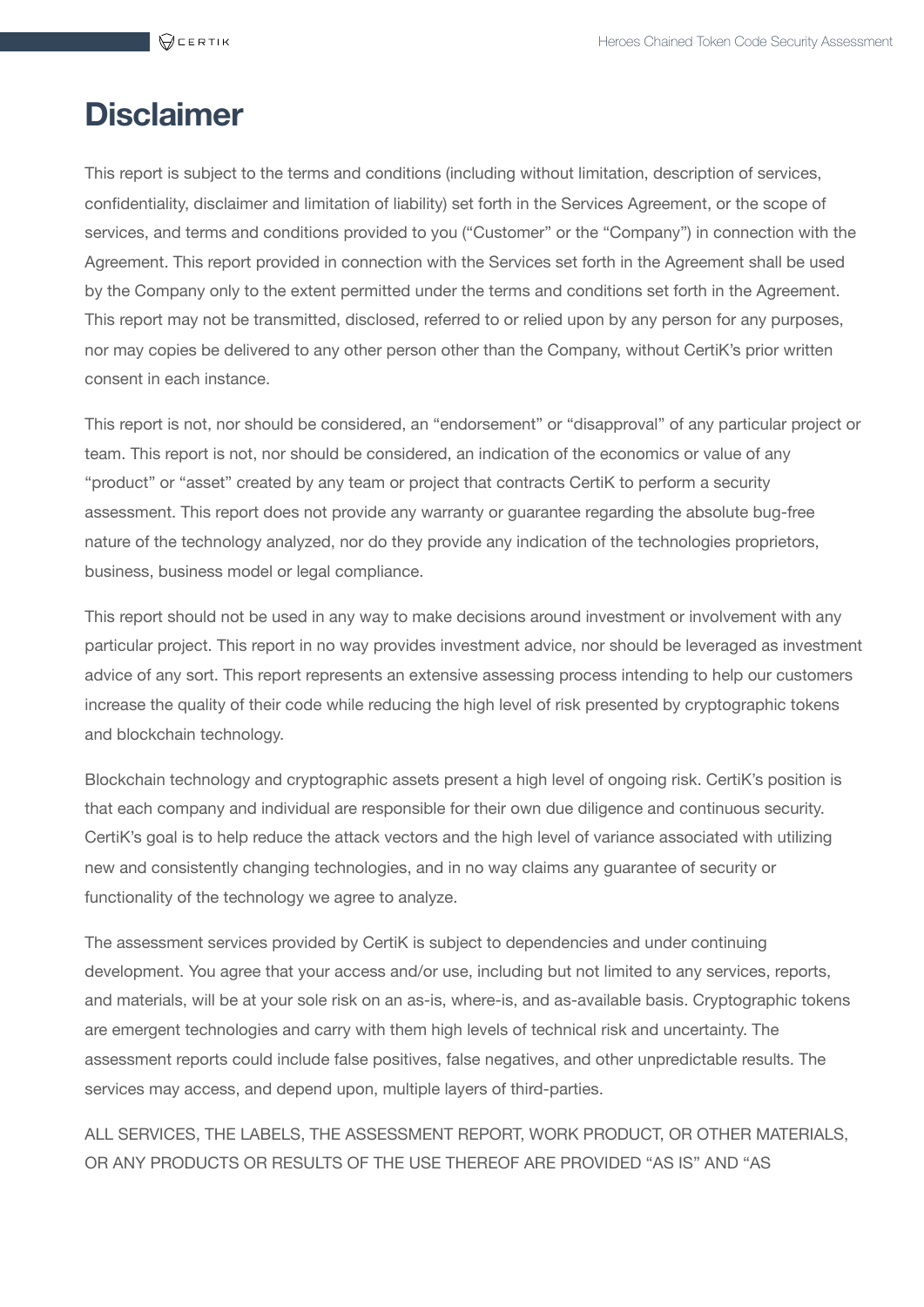# Disclaimer

This report is subject to the terms and conditions (including without limitation, description of services, confidentiality, disclaimer and limitation of liability) set forth in the Services Agreement, or the scope of services, and terms and conditions provided to you ("Customer" or the "Company") in connection with the Agreement. This report provided in connection with the Services set forth in the Agreement shall be used by the Company only to the extent permitted under the terms and conditions set forth in the Agreement. This report may not be transmitted, disclosed, referred to or relied upon by any person for any purposes, nor may copies be delivered to any other person other than the Company, without CertiK's prior written consent in each instance.

This report is not, nor should be considered, an "endorsement" or "disapproval" of any particular project or team. This report is not, nor should be considered, an indication of the economics or value of any "product" or "asset" created by any team or project that contracts CertiK to perform a security assessment. This report does not provide any warranty or guarantee regarding the absolute bug-free nature of the technology analyzed, nor do they provide any indication of the technologies proprietors, business, business model or legal compliance.

This report should not be used in any way to make decisions around investment or involvement with any particular project. This report in no way provides investment advice, nor should be leveraged as investment advice of any sort. This report represents an extensive assessing process intending to help our customers increase the quality of their code while reducing the high level of risk presented by cryptographic tokens and blockchain technology.

Blockchain technology and cryptographic assets present a high level of ongoing risk. CertiK's position is that each company and individual are responsible for their own due diligence and continuous security. CertiK's goal is to help reduce the attack vectors and the high level of variance associated with utilizing new and consistently changing technologies, and in no way claims any guarantee of security or functionality of the technology we agree to analyze.

The assessment services provided by CertiK is subject to dependencies and under continuing development. You agree that your access and/or use, including but not limited to any services, reports, and materials, will be at your sole risk on an as-is, where-is, and as-available basis. Cryptographic tokens are emergent technologies and carry with them high levels of technical risk and uncertainty. The assessment reports could include false positives, false negatives, and other unpredictable results. The services may access, and depend upon, multiple layers of third-parties.

ALL SERVICES, THE LABELS, THE ASSESSMENT REPORT, WORK PRODUCT, OR OTHER MATERIALS, OR ANY PRODUCTS OR RESULTS OF THE USE THEREOF ARE PROVIDED "AS IS" AND "AS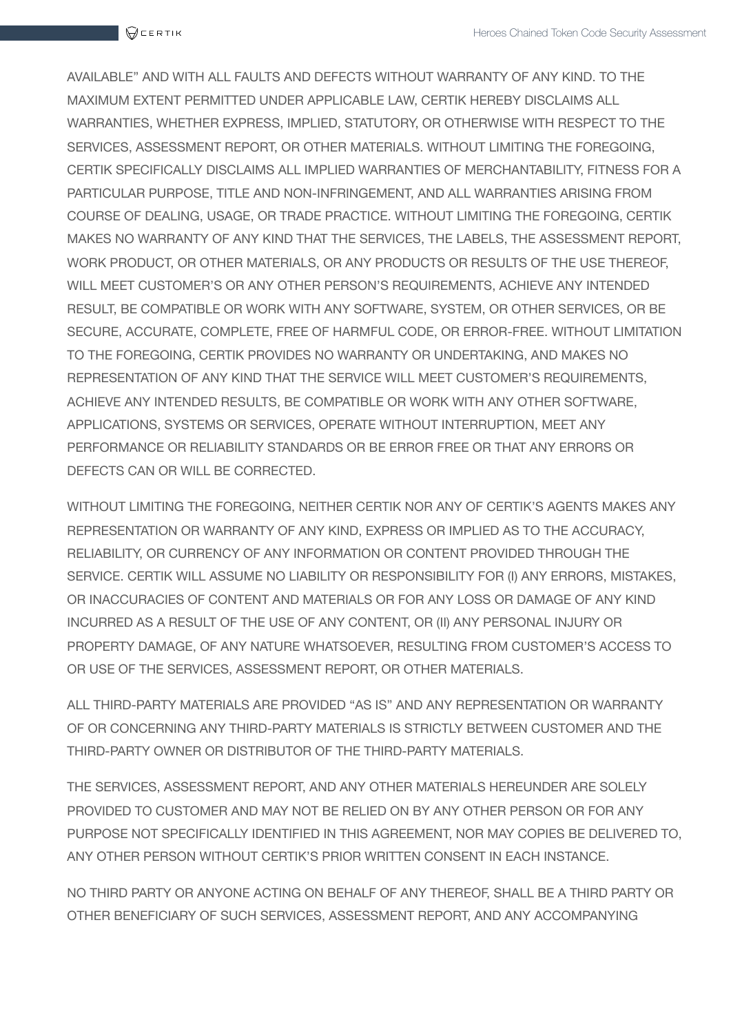AVAILABLE" AND WITH ALL FAULTS AND DEFECTS WITHOUT WARRANTY OF ANY KIND. TO THE MAXIMUM EXTENT PERMITTED UNDER APPLICABLE LAW, CERTIK HEREBY DISCLAIMS ALL WARRANTIES, WHETHER EXPRESS, IMPLIED, STATUTORY, OR OTHERWISE WITH RESPECT TO THE SERVICES, ASSESSMENT REPORT, OR OTHER MATERIALS. WITHOUT LIMITING THE FOREGOING, CERTIK SPECIFICALLY DISCLAIMS ALL IMPLIED WARRANTIES OF MERCHANTABILITY, FITNESS FOR A PARTICULAR PURPOSE, TITLE AND NON-INFRINGEMENT, AND ALL WARRANTIES ARISING FROM COURSE OF DEALING, USAGE, OR TRADE PRACTICE. WITHOUT LIMITING THE FOREGOING, CERTIK MAKES NO WARRANTY OF ANY KIND THAT THE SERVICES, THE LABELS, THE ASSESSMENT REPORT, WORK PRODUCT, OR OTHER MATERIALS, OR ANY PRODUCTS OR RESULTS OF THE USE THEREOF, WILL MEET CUSTOMER'S OR ANY OTHER PERSON'S REQUIREMENTS, ACHIEVE ANY INTENDED RESULT, BE COMPATIBLE OR WORK WITH ANY SOFTWARE, SYSTEM, OR OTHER SERVICES, OR BE SECURE, ACCURATE, COMPLETE, FREE OF HARMFUL CODE, OR ERROR-FREE. WITHOUT LIMITATION TO THE FOREGOING, CERTIK PROVIDES NO WARRANTY OR UNDERTAKING, AND MAKES NO REPRESENTATION OF ANY KIND THAT THE SERVICE WILL MEET CUSTOMER'S REQUIREMENTS, ACHIEVE ANY INTENDED RESULTS, BE COMPATIBLE OR WORK WITH ANY OTHER SOFTWARE, APPLICATIONS, SYSTEMS OR SERVICES, OPERATE WITHOUT INTERRUPTION, MEET ANY PERFORMANCE OR RELIABILITY STANDARDS OR BE ERROR FREE OR THAT ANY ERRORS OR DEFECTS CAN OR WILL BE CORRECTED.

WITHOUT LIMITING THE FOREGOING, NEITHER CERTIK NOR ANY OF CERTIK'S AGENTS MAKES ANY REPRESENTATION OR WARRANTY OF ANY KIND, EXPRESS OR IMPLIED AS TO THE ACCURACY, RELIABILITY, OR CURRENCY OF ANY INFORMATION OR CONTENT PROVIDED THROUGH THE SERVICE. CERTIK WILL ASSUME NO LIABILITY OR RESPONSIBILITY FOR (I) ANY ERRORS, MISTAKES, OR INACCURACIES OF CONTENT AND MATERIALS OR FOR ANY LOSS OR DAMAGE OF ANY KIND INCURRED AS A RESULT OF THE USE OF ANY CONTENT, OR (II) ANY PERSONAL INJURY OR PROPERTY DAMAGE, OF ANY NATURE WHATSOEVER, RESULTING FROM CUSTOMER'S ACCESS TO OR USE OF THE SERVICES, ASSESSMENT REPORT, OR OTHER MATERIALS.

ALL THIRD-PARTY MATERIALS ARE PROVIDED "AS IS" AND ANY REPRESENTATION OR WARRANTY OF OR CONCERNING ANY THIRD-PARTY MATERIALS IS STRICTLY BETWEEN CUSTOMER AND THE THIRD-PARTY OWNER OR DISTRIBUTOR OF THE THIRD-PARTY MATERIALS.

THE SERVICES, ASSESSMENT REPORT, AND ANY OTHER MATERIALS HEREUNDER ARE SOLELY PROVIDED TO CUSTOMER AND MAY NOT BE RELIED ON BY ANY OTHER PERSON OR FOR ANY PURPOSE NOT SPECIFICALLY IDENTIFIED IN THIS AGREEMENT, NOR MAY COPIES BE DELIVERED TO, ANY OTHER PERSON WITHOUT CERTIK'S PRIOR WRITTEN CONSENT IN EACH INSTANCE.

NO THIRD PARTY OR ANYONE ACTING ON BEHALF OF ANY THEREOF, SHALL BE A THIRD PARTY OR OTHER BENEFICIARY OF SUCH SERVICES, ASSESSMENT REPORT, AND ANY ACCOMPANYING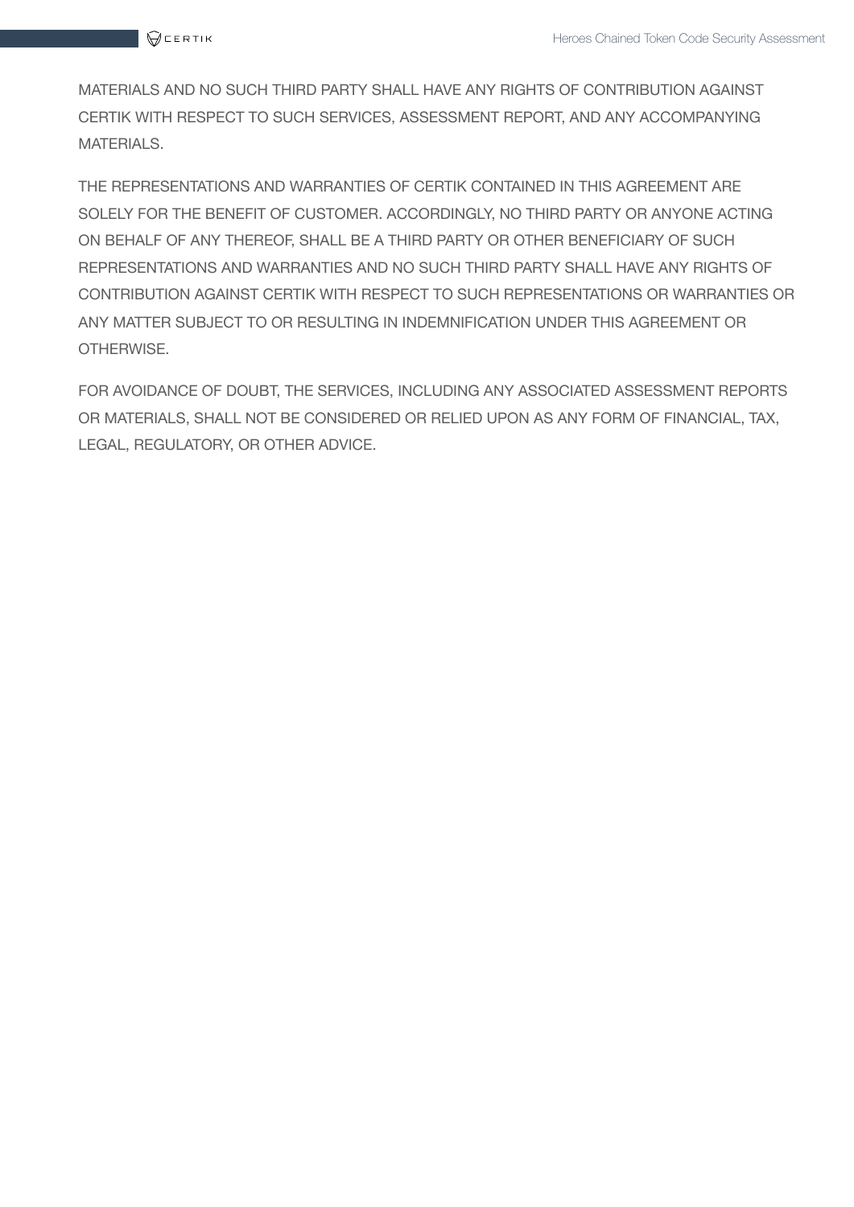MATERIALS AND NO SUCH THIRD PARTY SHALL HAVE ANY RIGHTS OF CONTRIBUTION AGAINST CERTIK WITH RESPECT TO SUCH SERVICES, ASSESSMENT REPORT, AND ANY ACCOMPANYING MATERIALS.

THE REPRESENTATIONS AND WARRANTIES OF CERTIK CONTAINED IN THIS AGREEMENT ARE SOLELY FOR THE BENEFIT OF CUSTOMER. ACCORDINGLY, NO THIRD PARTY OR ANYONE ACTING ON BEHALF OF ANY THEREOF, SHALL BE A THIRD PARTY OR OTHER BENEFICIARY OF SUCH REPRESENTATIONS AND WARRANTIES AND NO SUCH THIRD PARTY SHALL HAVE ANY RIGHTS OF CONTRIBUTION AGAINST CERTIK WITH RESPECT TO SUCH REPRESENTATIONS OR WARRANTIES OR ANY MATTER SUBJECT TO OR RESULTING IN INDEMNIFICATION UNDER THIS AGREEMENT OR OTHERWISE.

FOR AVOIDANCE OF DOUBT, THE SERVICES, INCLUDING ANY ASSOCIATED ASSESSMENT REPORTS OR MATERIALS, SHALL NOT BE CONSIDERED OR RELIED UPON AS ANY FORM OF FINANCIAL, TAX, LEGAL, REGULATORY, OR OTHER ADVICE.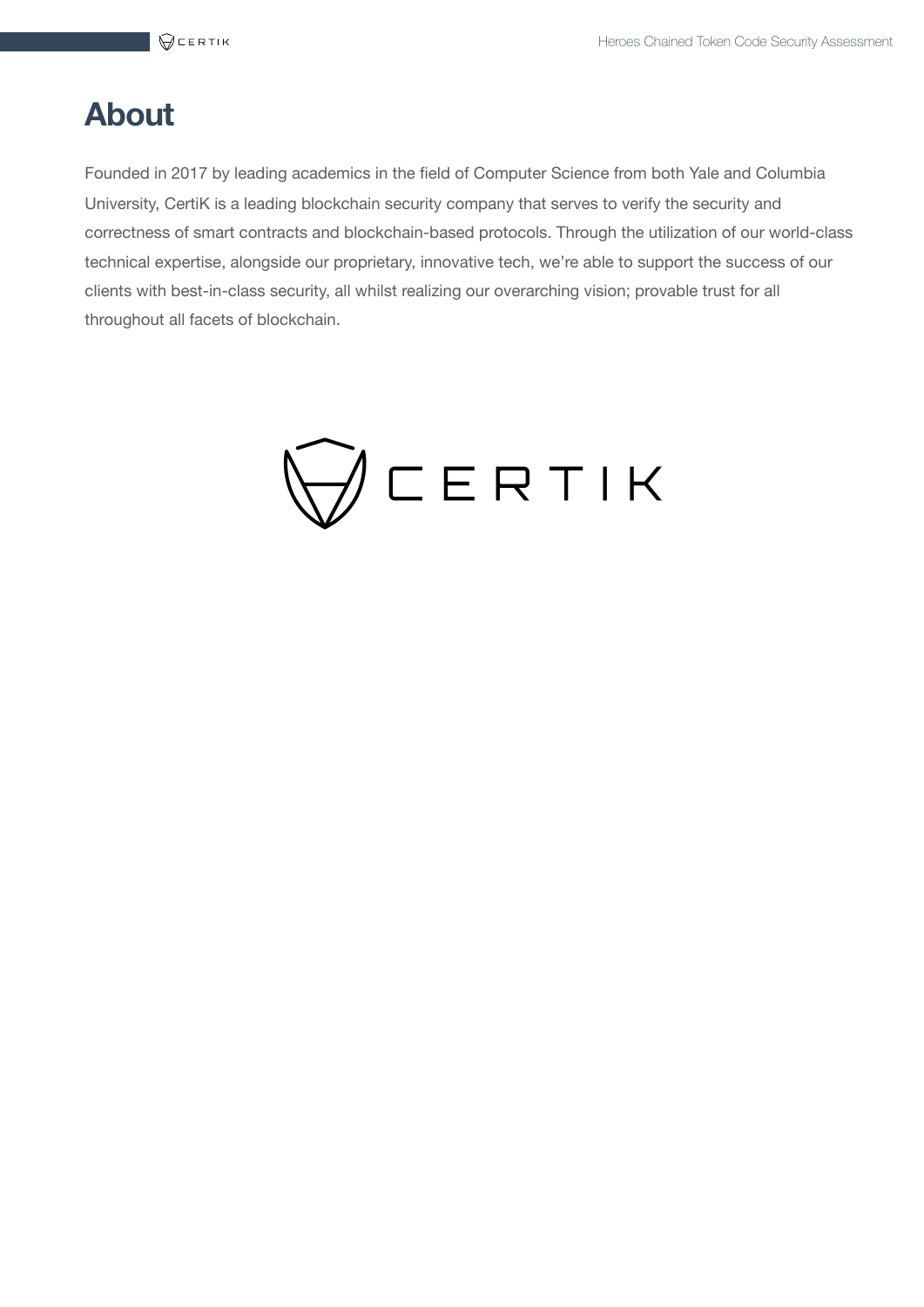# About

Founded in 2017 by leading academics in the field of Computer Science from both Yale and Columbia University, CertiK is a leading blockchain security company that serves to verify the security and correctness of smart contracts and blockchain-based protocols. Through the utilization of our world-class technical expertise, alongside our proprietary, innovative tech, we're able to support the success of our clients with best-in-class security, all whilst realizing our overarching vision; provable trust for all throughout all facets of blockchain.